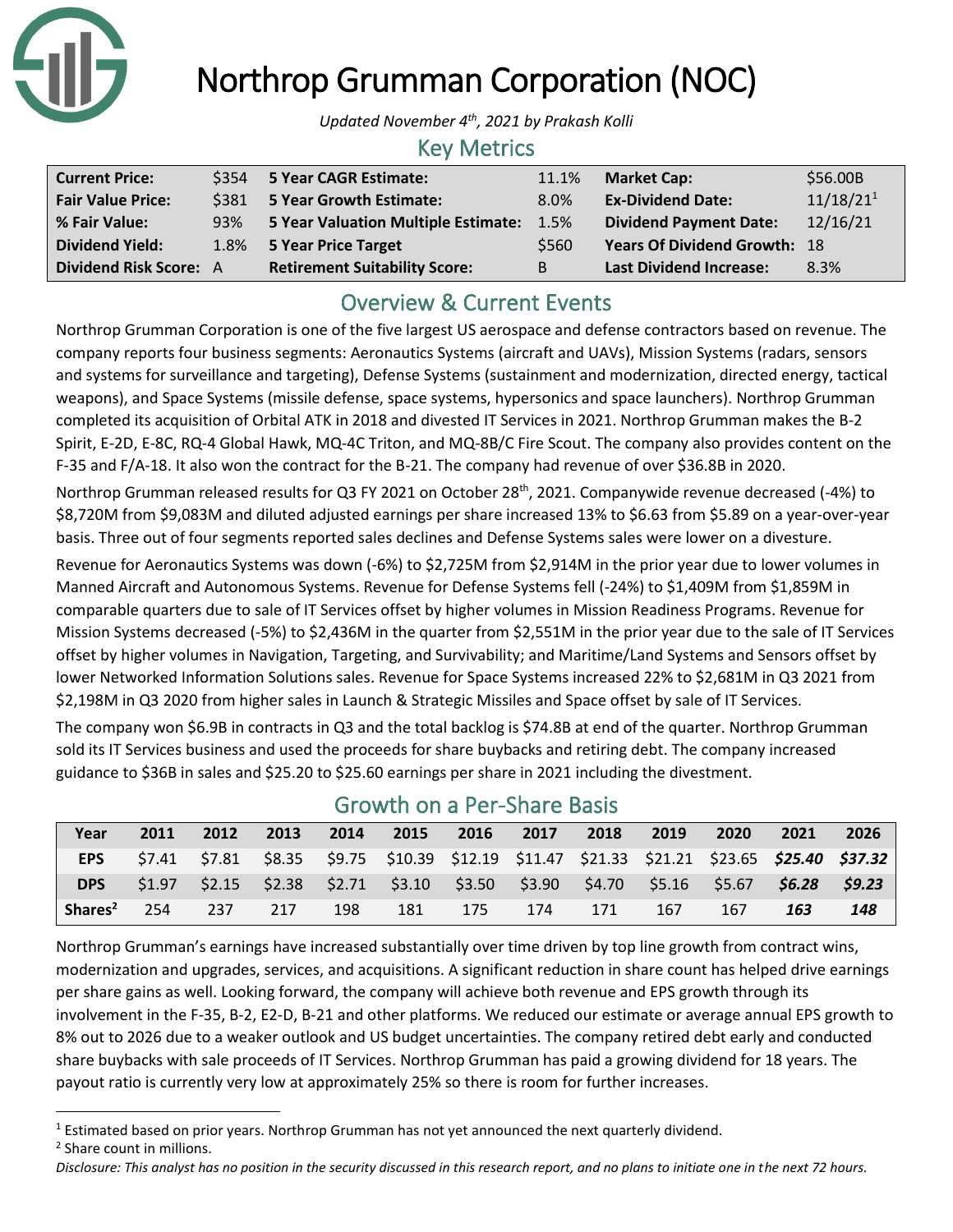# Northrop Grumman Corporation (NOC)

*Updated November 4th, 2021 by Prakash Kolli*

## Key Metrics

| | | | | | |
|---|---|---|---|---|---|
| **Current Price:** | $354 | **5 Year CAGR Estimate:** | 11.1% | **Market Cap:** | $56.00B |
| **Fair Value Price:** | $381 | **5 Year Growth Estimate:** | 8.0% | **Ex-Dividend Date:** | 11/18/21[1] |
| **% Fair Value:** | 93% | **5 Year Valuation Multiple Estimate:** | 1.5% | **Dividend Payment Date:** | 12/16/21 |
| **Dividend Yield:** | 1.8% | **5 Year Price Target** | $560 | **Years Of Dividend Growth:** | 18 |
| **Dividend Risk Score:** | A | **Retirement Suitability Score:** | B | **Last Dividend Increase:** | 8.3% |

## Overview & Current Events

Northrop Grumman Corporation is one of the five largest US aerospace and defense contractors based on revenue. The company reports four business segments: Aeronautics Systems (aircraft and UAVs), Mission Systems (radars, sensors and systems for surveillance and targeting), Defense Systems (sustainment and modernization, directed energy, tactical weapons), and Space Systems (missile defense, space systems, hypersonics and space launchers). Northrop Grumman completed its acquisition of Orbital ATK in 2018 and divested IT Services in 2021. Northrop Grumman makes the B-2 Spirit, E-2D, E-8C, RQ-4 Global Hawk, MQ-4C Triton, and MQ-8B/C Fire Scout. The company also provides content on the F-35 and F/A-18. It also won the contract for the B-21. The company had revenue of over $36.8B in 2020.

Northrop Grumman released results for Q3 FY 2021 on October 28th, 2021. Companywide revenue decreased (-4%) to $8,720M from $9,083M and diluted adjusted earnings per share increased 13% to $6.63 from $5.89 on a year-over-year basis. Three out of four segments reported sales declines and Defense Systems sales were lower on a divesture.

Revenue for Aeronautics Systems was down (-6%) to $2,725M from $2,914M in the prior year due to lower volumes in Manned Aircraft and Autonomous Systems. Revenue for Defense Systems fell (-24%) to $1,409M from $1,859M in comparable quarters due to sale of IT Services offset by higher volumes in Mission Readiness Programs. Revenue for Mission Systems decreased (-5%) to $2,436M in the quarter from $2,551M in the prior year due to the sale of IT Services offset by higher volumes in Navigation, Targeting, and Survivability; and Maritime/Land Systems and Sensors offset by lower Networked Information Solutions sales. Revenue for Space Systems increased 22% to $2,681M in Q3 2021 from $2,198M in Q3 2020 from higher sales in Launch & Strategic Missiles and Space offset by sale of IT Services.

The company won $6.9B in contracts in Q3 and the total backlog is $74.8B at end of the quarter. Northrop Grumman sold its IT Services business and used the proceeds for share buybacks and retiring debt. The company increased guidance to $36B in sales and $25.20 to $25.60 earnings per share in 2021 including the divestment.

## Growth on a Per-Share Basis

| Year | 2011 | 2012 | 2013 | 2014 | 2015 | 2016 | 2017 | 2018 | 2019 | 2020 | 2021 | 2026 |
|---|---|---|---|---|---|---|---|---|---|---|---|---|
| **EPS** | $7.41 | $7.81 | $8.35 | $9.75 | $10.39 | $12.19 | $11.47 | $21.33 | $21.21 | $23.65 | ***$25.40*** | ***$37.32*** |
| **DPS** | $1.97 | $2.15 | $2.38 | $2.71 | $3.10 | $3.50 | $3.90 | $4.70 | $5.16 | $5.67 | ***$6.28*** | ***$9.23*** |
| **Shares[2]** | 254 | 237 | 217 | 198 | 181 | 175 | 174 | 171 | 167 | 167 | ***163*** | ***148*** |

Northrop Grumman's earnings have increased substantially over time driven by top line growth from contract wins, modernization and upgrades, services, and acquisitions. A significant reduction in share count has helped drive earnings per share gains as well. Looking forward, the company will achieve both revenue and EPS growth through its involvement in the F-35, B-2, E2-D, B-21 and other platforms. We reduced our estimate or average annual EPS growth to 8% out to 2026 due to a weaker outlook and US budget uncertainties. The company retired debt early and conducted share buybacks with sale proceeds of IT Services. Northrop Grumman has paid a growing dividend for 18 years. The payout ratio is currently very low at approximately 25% so there is room for further increases.

---

[1] Estimated based on prior years. Northrop Grumman has not yet announced the next quarterly dividend.

[2] Share count in millions.

*Disclosure: This analyst has no position in the security discussed in this research report, and no plans to initiate one in the next 72 hours.*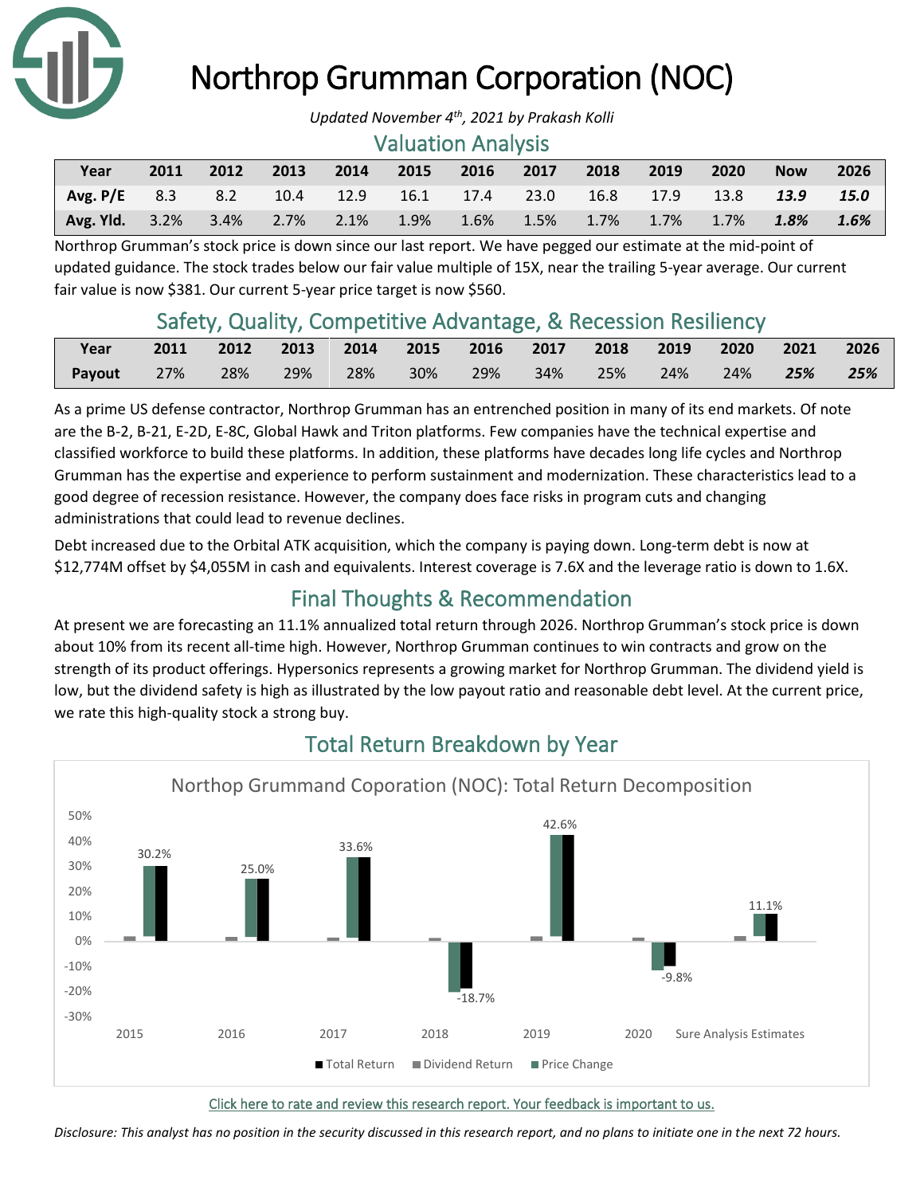# Northrop Grumman Corporation (NOC)

*Updated November 4th, 2021 by Prakash Kolli*

## Valuation Analysis

| Year | 2011 | 2012 | 2013 | 2014 | 2015 | 2016 | 2017 | 2018 | 2019 | 2020 | Now | 2026 |
|---|---|---|---|---|---|---|---|---|---|---|---|---|
| Avg. P/E | 8.3 | 8.2 | 10.4 | 12.9 | 16.1 | 17.4 | 23.0 | 16.8 | 17.9 | 13.8 | ***13.9*** | ***15.0*** |
| Avg. Yld. | 3.2% | 3.4% | 2.7% | 2.1% | 1.9% | 1.6% | 1.5% | 1.7% | 1.7% | 1.7% | ***1.8%*** | ***1.6%*** |

Northrop Grumman's stock price is down since our last report. We have pegged our estimate at the mid-point of updated guidance. The stock trades below our fair value multiple of 15X, near the trailing 5-year average. Our current fair value is now $381. Our current 5-year price target is now $560.

## Safety, Quality, Competitive Advantage, & Recession Resiliency

| Year | 2011 | 2012 | 2013 | 2014 | 2015 | 2016 | 2017 | 2018 | 2019 | 2020 | 2021 | 2026 |
|---|---|---|---|---|---|---|---|---|---|---|---|---|
| Payout | 27% | 28% | 29% | 28% | 30% | 29% | 34% | 25% | 24% | 24% | ***25%*** | ***25%*** |

As a prime US defense contractor, Northrop Grumman has an entrenched position in many of its end markets. Of note are the B-2, B-21, E-2D, E-8C, Global Hawk and Triton platforms. Few companies have the technical expertise and classified workforce to build these platforms. In addition, these platforms have decades long life cycles and Northrop Grumman has the expertise and experience to perform sustainment and modernization. These characteristics lead to a good degree of recession resistance. However, the company does face risks in program cuts and changing administrations that could lead to revenue declines.

Debt increased due to the Orbital ATK acquisition, which the company is paying down. Long-term debt is now at $12,774M offset by $4,055M in cash and equivalents. Interest coverage is 7.6X and the leverage ratio is down to 1.6X.

## Final Thoughts & Recommendation

At present we are forecasting an 11.1% annualized total return through 2026. Northrop Grumman's stock price is down about 10% from its recent all-time high. However, Northrop Grumman continues to win contracts and grow on the strength of its product offerings. Hypersonics represents a growing market for Northrop Grumman. The dividend yield is low, but the dividend safety is high as illustrated by the low payout ratio and reasonable debt level. At the current price, we rate this high-quality stock a strong buy.

## Total Return Breakdown by Year

Northop Grummand Coporation (NOC): Total Return Decomposition

| | 2015 | 2016 | 2017 | 2018 | 2019 | 2020 | Sure Analysis Estimates |
|---|---|---|---|---|---|---|---|
| Total Return | 30.2% | 25.0% | 33.6% | -18.7% | 42.6% | -9.8% | 11.1% |

Legend: Total Return, Dividend Return, Price Change

Click here to rate and review this research report. Your feedback is important to us.

*Disclosure: This analyst has no position in the security discussed in this research report, and no plans to initiate one in the next 72 hours.*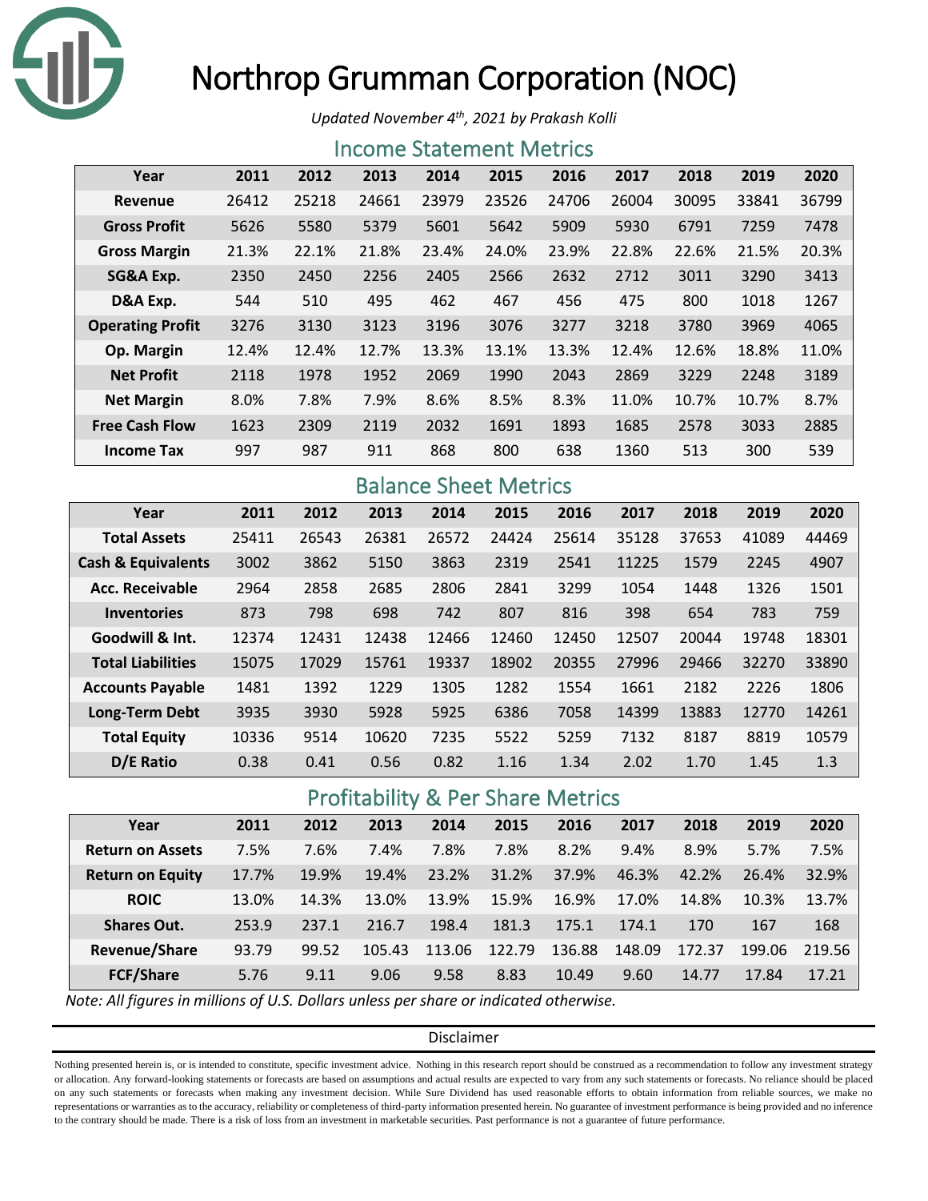# Northrop Grumman Corporation (NOC)

*Updated November 4th, 2021 by Prakash Kolli*

## Income Statement Metrics

| Year | 2011 | 2012 | 2013 | 2014 | 2015 | 2016 | 2017 | 2018 | 2019 | 2020 |
|---|---|---|---|---|---|---|---|---|---|---|
| Revenue | 26412 | 25218 | 24661 | 23979 | 23526 | 24706 | 26004 | 30095 | 33841 | 36799 |
| Gross Profit | 5626 | 5580 | 5379 | 5601 | 5642 | 5909 | 5930 | 6791 | 7259 | 7478 |
| Gross Margin | 21.3% | 22.1% | 21.8% | 23.4% | 24.0% | 23.9% | 22.8% | 22.6% | 21.5% | 20.3% |
| SG&A Exp. | 2350 | 2450 | 2256 | 2405 | 2566 | 2632 | 2712 | 3011 | 3290 | 3413 |
| D&A Exp. | 544 | 510 | 495 | 462 | 467 | 456 | 475 | 800 | 1018 | 1267 |
| Operating Profit | 3276 | 3130 | 3123 | 3196 | 3076 | 3277 | 3218 | 3780 | 3969 | 4065 |
| Op. Margin | 12.4% | 12.4% | 12.7% | 13.3% | 13.1% | 13.3% | 12.4% | 12.6% | 18.8% | 11.0% |
| Net Profit | 2118 | 1978 | 1952 | 2069 | 1990 | 2043 | 2869 | 3229 | 2248 | 3189 |
| Net Margin | 8.0% | 7.8% | 7.9% | 8.6% | 8.5% | 8.3% | 11.0% | 10.7% | 10.7% | 8.7% |
| Free Cash Flow | 1623 | 2309 | 2119 | 2032 | 1691 | 1893 | 1685 | 2578 | 3033 | 2885 |
| Income Tax | 997 | 987 | 911 | 868 | 800 | 638 | 1360 | 513 | 300 | 539 |

## Balance Sheet Metrics

| Year | 2011 | 2012 | 2013 | 2014 | 2015 | 2016 | 2017 | 2018 | 2019 | 2020 |
|---|---|---|---|---|---|---|---|---|---|---|
| Total Assets | 25411 | 26543 | 26381 | 26572 | 24424 | 25614 | 35128 | 37653 | 41089 | 44469 |
| Cash & Equivalents | 3002 | 3862 | 5150 | 3863 | 2319 | 2541 | 11225 | 1579 | 2245 | 4907 |
| Acc. Receivable | 2964 | 2858 | 2685 | 2806 | 2841 | 3299 | 1054 | 1448 | 1326 | 1501 |
| Inventories | 873 | 798 | 698 | 742 | 807 | 816 | 398 | 654 | 783 | 759 |
| Goodwill & Int. | 12374 | 12431 | 12438 | 12466 | 12460 | 12450 | 12507 | 20044 | 19748 | 18301 |
| Total Liabilities | 15075 | 17029 | 15761 | 19337 | 18902 | 20355 | 27996 | 29466 | 32270 | 33890 |
| Accounts Payable | 1481 | 1392 | 1229 | 1305 | 1282 | 1554 | 1661 | 2182 | 2226 | 1806 |
| Long-Term Debt | 3935 | 3930 | 5928 | 5925 | 6386 | 7058 | 14399 | 13883 | 12770 | 14261 |
| Total Equity | 10336 | 9514 | 10620 | 7235 | 5522 | 5259 | 7132 | 8187 | 8819 | 10579 |
| D/E Ratio | 0.38 | 0.41 | 0.56 | 0.82 | 1.16 | 1.34 | 2.02 | 1.70 | 1.45 | 1.3 |

## Profitability & Per Share Metrics

| Year | 2011 | 2012 | 2013 | 2014 | 2015 | 2016 | 2017 | 2018 | 2019 | 2020 |
|---|---|---|---|---|---|---|---|---|---|---|
| Return on Assets | 7.5% | 7.6% | 7.4% | 7.8% | 7.8% | 8.2% | 9.4% | 8.9% | 5.7% | 7.5% |
| Return on Equity | 17.7% | 19.9% | 19.4% | 23.2% | 31.2% | 37.9% | 46.3% | 42.2% | 26.4% | 32.9% |
| ROIC | 13.0% | 14.3% | 13.0% | 13.9% | 15.9% | 16.9% | 17.0% | 14.8% | 10.3% | 13.7% |
| Shares Out. | 253.9 | 237.1 | 216.7 | 198.4 | 181.3 | 175.1 | 174.1 | 170 | 167 | 168 |
| Revenue/Share | 93.79 | 99.52 | 105.43 | 113.06 | 122.79 | 136.88 | 148.09 | 172.37 | 199.06 | 219.56 |
| FCF/Share | 5.76 | 9.11 | 9.06 | 9.58 | 8.83 | 10.49 | 9.60 | 14.77 | 17.84 | 17.21 |

*Note: All figures in millions of U.S. Dollars unless per share or indicated otherwise.*

Disclaimer

Nothing presented herein is, or is intended to constitute, specific investment advice. Nothing in this research report should be construed as a recommendation to follow any investment strategy or allocation. Any forward-looking statements or forecasts are based on assumptions and actual results are expected to vary from any such statements or forecasts. No reliance should be placed on any such statements or forecasts when making any investment decision. While Sure Dividend has used reasonable efforts to obtain information from reliable sources, we make no representations or warranties as to the accuracy, reliability or completeness of third-party information presented herein. No guarantee of investment performance is being provided and no inference to the contrary should be made. There is a risk of loss from an investment in marketable securities. Past performance is not a guarantee of future performance.